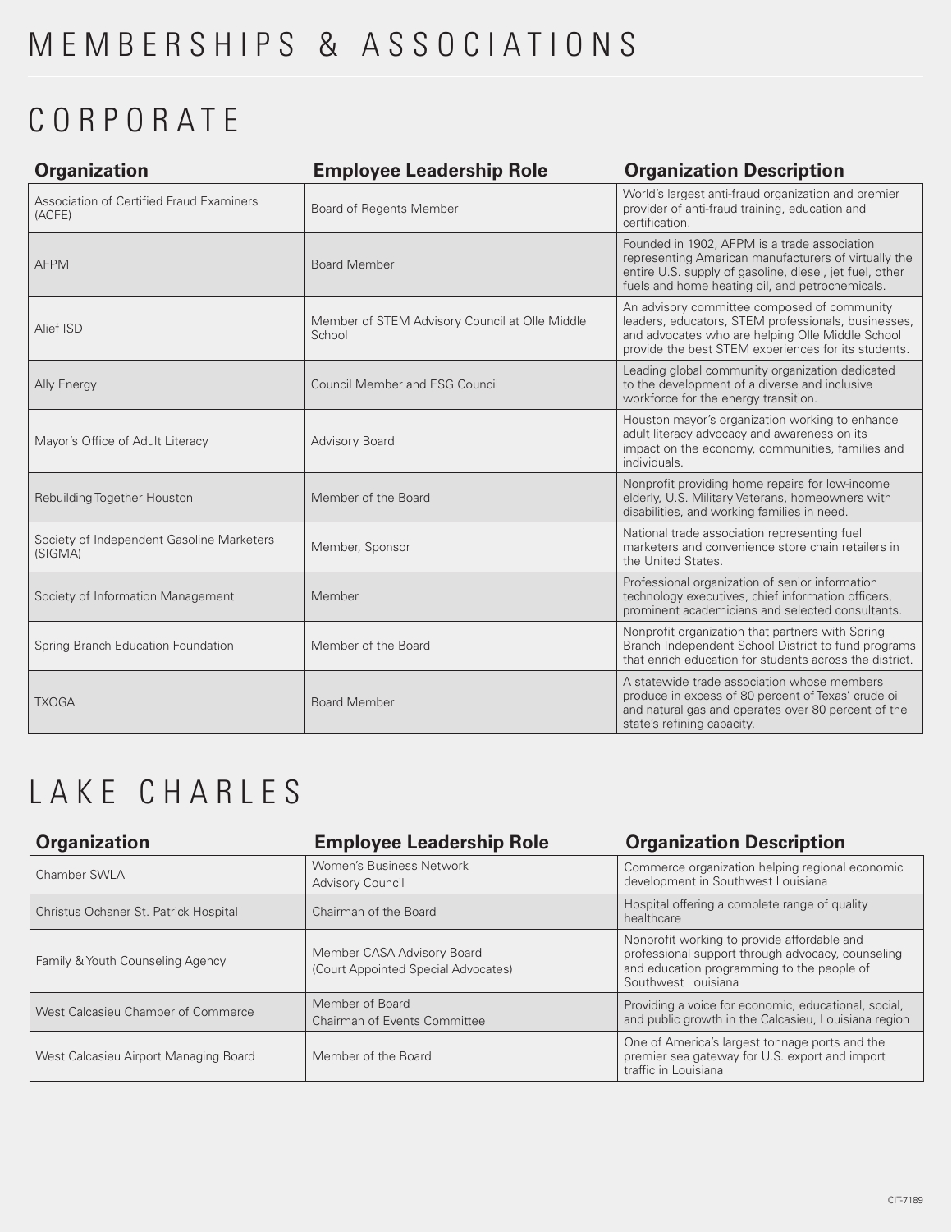# MEMBERSHIPS & ASSOCIATIONS

## CORPORATE

| Organization | Employee Leadership Role | Organization Description |
|---|---|---|
| Association of Certified Fraud Examiners (ACFE) | Board of Regents Member | World's largest anti-fraud organization and premier provider of anti-fraud training, education and certification. |
| AFPM | Board Member | Founded in 1902, AFPM is a trade association representing American manufacturers of virtually the entire U.S. supply of gasoline, diesel, jet fuel, other fuels and home heating oil, and petrochemicals. |
| Alief ISD | Member of STEM Advisory Council at Olle Middle School | An advisory committee composed of community leaders, educators, STEM professionals, businesses, and advocates who are helping Olle Middle School provide the best STEM experiences for its students. |
| Ally Energy | Council Member and ESG Council | Leading global community organization dedicated to the development of a diverse and inclusive workforce for the energy transition. |
| Mayor's Office of Adult Literacy | Advisory Board | Houston mayor's organization working to enhance adult literacy advocacy and awareness on its impact on the economy, communities, families and individuals. |
| Rebuilding Together Houston | Member of the Board | Nonprofit providing home repairs for low-income elderly, U.S. Military Veterans, homeowners with disabilities, and working families in need. |
| Society of Independent Gasoline Marketers (SIGMA) | Member, Sponsor | National trade association representing fuel marketers and convenience store chain retailers in the United States. |
| Society of Information Management | Member | Professional organization of senior information technology executives, chief information officers, prominent academicians and selected consultants. |
| Spring Branch Education Foundation | Member of the Board | Nonprofit organization that partners with Spring Branch Independent School District to fund programs that enrich education for students across the district. |
| TXOGA | Board Member | A statewide trade association whose members produce in excess of 80 percent of Texas' crude oil and natural gas and operates over 80 percent of the state's refining capacity. |

## LAKE CHARLES

| Organization | Employee Leadership Role | Organization Description |
|---|---|---|
| Chamber SWLA | Women's Business Network Advisory Council | Commerce organization helping regional economic development in Southwest Louisiana |
| Christus Ochsner St. Patrick Hospital | Chairman of the Board | Hospital offering a complete range of quality healthcare |
| Family & Youth Counseling Agency | Member CASA Advisory Board (Court Appointed Special Advocates) | Nonprofit working to provide affordable and professional support through advocacy, counseling and education programming to the people of Southwest Louisiana |
| West Calcasieu Chamber of Commerce | Member of Board Chairman of Events Committee | Providing a voice for economic, educational, social, and public growth in the Calcasieu, Louisiana region |
| West Calcasieu Airport Managing Board | Member of the Board | One of America's largest tonnage ports and the premier sea gateway for U.S. export and import traffic in Louisiana |

CIT-7189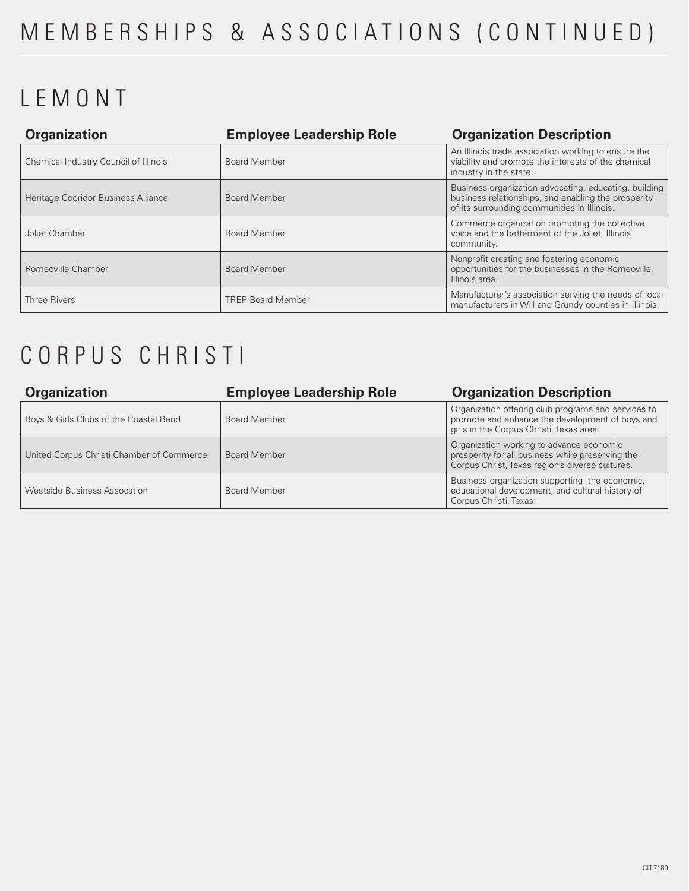# MEMBERSHIPS & ASSOCIATIONS (CONTINUED)

## LEMONT

| Organization | Employee Leadership Role | Organization Description |
|---|---|---|
| Chemical Industry Council of Illinois | Board Member | An Illinois trade association working to ensure the viability and promote the interests of the chemical industry in the state. |
| Heritage Cooridor Business Alliance | Board Member | Business organization advocating, educating, building business relationships, and enabling the prosperity of its surrounding communities in Illinois. |
| Joliet Chamber | Board Member | Commerce organization promoting the collective voice and the betterment of the Joliet, Illinois community. |
| Romeoville Chamber | Board Member | Nonprofit creating and fostering economic opportunities for the businesses in the Romeoville, Illinois area. |
| Three Rivers | TREP Board Member | Manufacturer's association serving the needs of local manufacturers in Will and Grundy counties in Illinois. |

## CORPUS CHRISTI

| Organization | Employee Leadership Role | Organization Description |
|---|---|---|
| Boys & Girls Clubs of the Coastal Bend | Board Member | Organization offering club programs and services to promote and enhance the development of boys and girls in the Corpus Christi, Texas area. |
| United Corpus Christi Chamber of Commerce | Board Member | Organization working to advance economic prosperity for all business while preserving the Corpus Christ, Texas region's diverse cultures. |
| Westside Business Assocation | Board Member | Business organization supporting the economic, educational development, and cultural history of Corpus Christi, Texas. |

CIT-7189